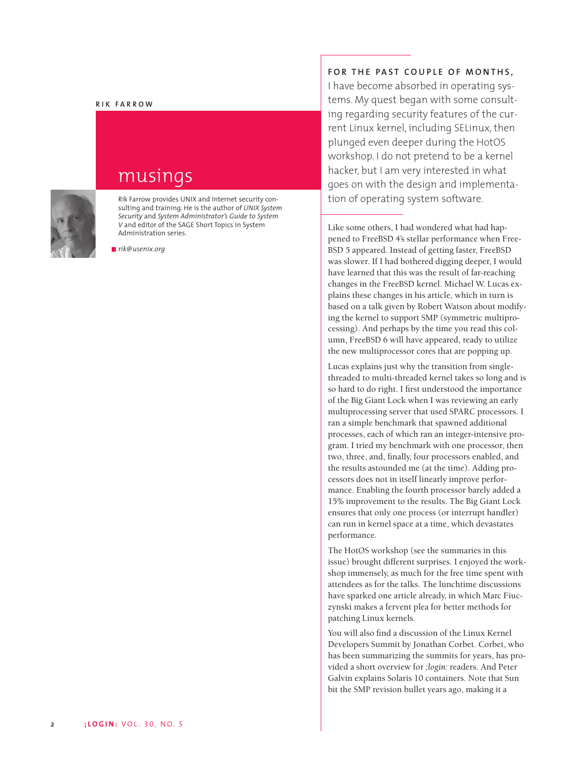RIK FARROW

# musings

Rik Farrow provides UNIX and Internet security consulting and training. He is the author of *UNIX System Security* and *System Administrator's Guide to System V* and editor of the SAGE Short Topics in System Administration series.

*rik@usenix.org*

**FOR THE PAST COUPLE OF MONTHS,** I have become absorbed in operating systems. My quest began with some consulting regarding security features of the current Linux kernel, including SELinux, then plunged even deeper during the HotOS workshop. I do not pretend to be a kernel hacker, but I am very interested in what goes on with the design and implementation of operating system software.

Like some others, I had wondered what had happened to FreeBSD 4's stellar performance when FreeBSD 5 appeared. Instead of getting faster, FreeBSD was slower. If I had bothered digging deeper, I would have learned that this was the result of far-reaching changes in the FreeBSD kernel. Michael W. Lucas explains these changes in his article, which in turn is based on a talk given by Robert Watson about modifying the kernel to support SMP (symmetric multiprocessing). And perhaps by the time you read this column, FreeBSD 6 will have appeared, ready to utilize the new multiprocessor cores that are popping up.

Lucas explains just why the transition from single-threaded to multi-threaded kernel takes so long and is so hard to do right. I first understood the importance of the Big Giant Lock when I was reviewing an early multiprocessing server that used SPARC processors. I ran a simple benchmark that spawned additional processes, each of which ran an integer-intensive program. I tried my benchmark with one processor, then two, three, and, finally, four processors enabled, and the results astounded me (at the time). Adding processors does not in itself linearly improve performance. Enabling the fourth processor barely added a 15% improvement to the results. The Big Giant Lock ensures that only one process (or interrupt handler) can run in kernel space at a time, which devastates performance.

The HotOS workshop (see the summaries in this issue) brought different surprises. I enjoyed the workshop immensely, as much for the free time spent with attendees as for the talks. The lunchtime discussions have sparked one article already, in which Marc Fiuczynski makes a fervent plea for better methods for patching Linux kernels.

You will also find a discussion of the Linux Kernel Developers Summit by Jonathan Corbet. Corbet, who has been summarizing the summits for years, has provided a short overview for *;login:* readers. And Peter Galvin explains Solaris 10 containers. Note that Sun bit the SMP revision bullet years ago, making it a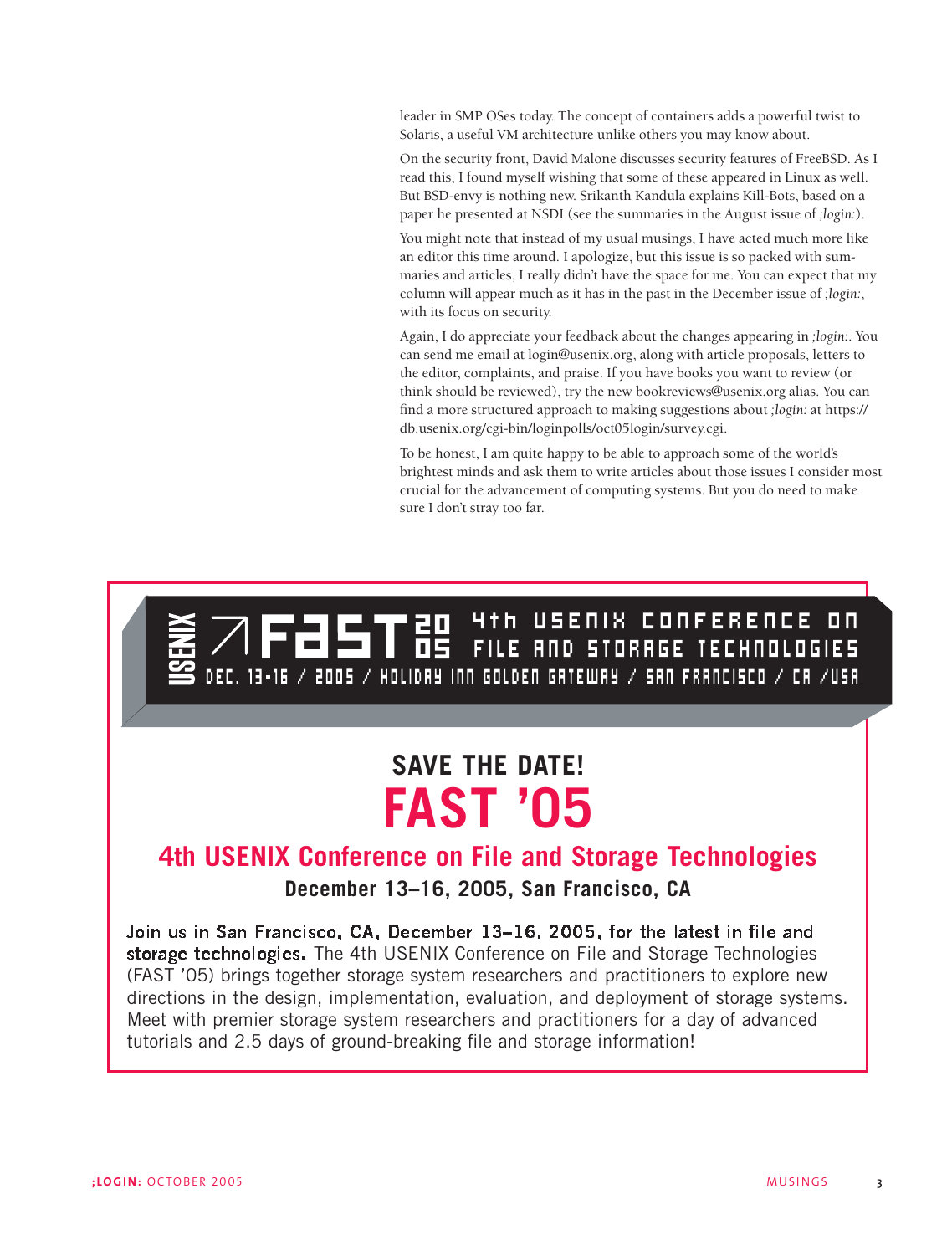leader in SMP OSes today. The concept of containers adds a powerful twist to Solaris, a useful VM architecture unlike others you may know about.

On the security front, David Malone discusses security features of FreeBSD. As I read this, I found myself wishing that some of these appeared in Linux as well. But BSD-envy is nothing new. Srikanth Kandula explains Kill-Bots, based on a paper he presented at NSDI (see the summaries in the August issue of *;login:*).

You might note that instead of my usual musings, I have acted much more like an editor this time around. I apologize, but this issue is so packed with summaries and articles, I really didn't have the space for me. You can expect that my column will appear much as it has in the past in the December issue of *;login:*, with its focus on security.

Again, I do appreciate your feedback about the changes appearing in *;login:*. You can send me email at login@usenix.org, along with article proposals, letters to the editor, complaints, and praise. If you have books you want to review (or think should be reviewed), try the new bookreviews@usenix.org alias. You can find a more structured approach to making suggestions about *;login:* at https://db.usenix.org/cgi-bin/loginpolls/oct05login/survey.cgi.

To be honest, I am quite happy to be able to approach some of the world's brightest minds and ask them to write articles about those issues I consider most crucial for the advancement of computing systems. But you do need to make sure I don't stray too far.

USENIX FAST 2005 — 4th USENIX Conference on File and Storage Technologies
DEC. 13–16 / 2005 / HOLIDAY INN GOLDEN GATEWAY / SAN FRANCISCO / CA / USA

## SAVE THE DATE!

# FAST '05

## 4th USENIX Conference on File and Storage Technologies

**December 13–16, 2005, San Francisco, CA**

**Join us in San Francisco, CA, December 13–16, 2005, for the latest in file and storage technologies.** The 4th USENIX Conference on File and Storage Technologies (FAST '05) brings together storage system researchers and practitioners to explore new directions in the design, implementation, evaluation, and deployment of storage systems. Meet with premier storage system researchers and practitioners for a day of advanced tutorials and 2.5 days of ground-breaking file and storage information!